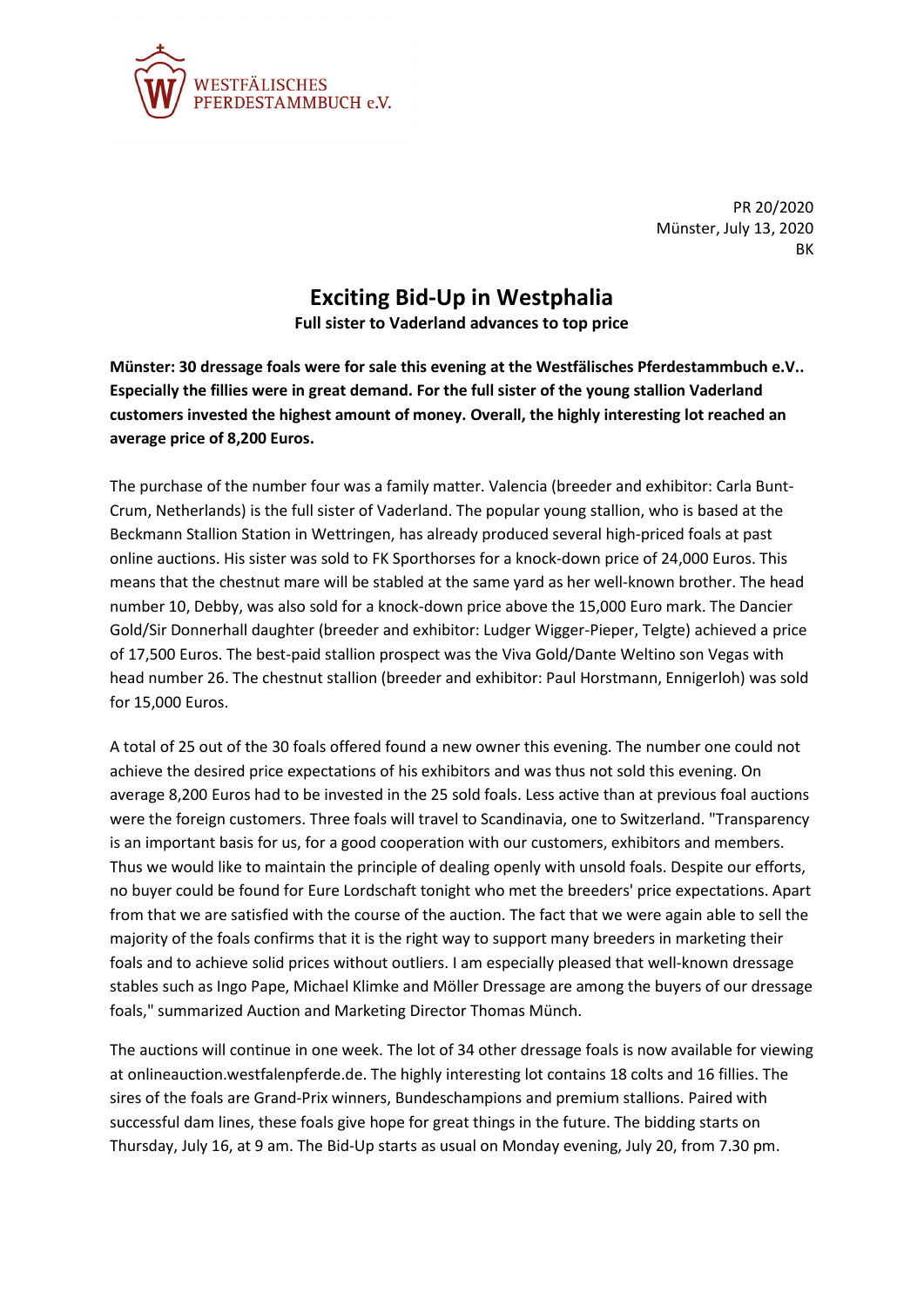WESTFÄLISCHES PFERDESTAMMBUCH e.V.

PR 20/2020
Münster, July 13, 2020
BK

# Exciting Bid-Up in Westphalia

**Full sister to Vaderland advances to top price**

**Münster: 30 dressage foals were for sale this evening at the Westfälisches Pferdestammbuch e.V.. Especially the fillies were in great demand. For the full sister of the young stallion Vaderland customers invested the highest amount of money. Overall, the highly interesting lot reached an average price of 8,200 Euros.**

The purchase of the number four was a family matter. Valencia (breeder and exhibitor: Carla Bunt-Crum, Netherlands) is the full sister of Vaderland. The popular young stallion, who is based at the Beckmann Stallion Station in Wettringen, has already produced several high-priced foals at past online auctions. His sister was sold to FK Sporthorses for a knock-down price of 24,000 Euros. This means that the chestnut mare will be stabled at the same yard as her well-known brother. The head number 10, Debby, was also sold for a knock-down price above the 15,000 Euro mark. The Dancier Gold/Sir Donnerhall daughter (breeder and exhibitor: Ludger Wigger-Pieper, Telgte) achieved a price of 17,500 Euros. The best-paid stallion prospect was the Viva Gold/Dante Weltino son Vegas with head number 26. The chestnut stallion (breeder and exhibitor: Paul Horstmann, Ennigerloh) was sold for 15,000 Euros.

A total of 25 out of the 30 foals offered found a new owner this evening. The number one could not achieve the desired price expectations of his exhibitors and was thus not sold this evening. On average 8,200 Euros had to be invested in the 25 sold foals. Less active than at previous foal auctions were the foreign customers. Three foals will travel to Scandinavia, one to Switzerland. "Transparency is an important basis for us, for a good cooperation with our customers, exhibitors and members. Thus we would like to maintain the principle of dealing openly with unsold foals. Despite our efforts, no buyer could be found for Eure Lordschaft tonight who met the breeders' price expectations. Apart from that we are satisfied with the course of the auction. The fact that we were again able to sell the majority of the foals confirms that it is the right way to support many breeders in marketing their foals and to achieve solid prices without outliers. I am especially pleased that well-known dressage stables such as Ingo Pape, Michael Klimke and Möller Dressage are among the buyers of our dressage foals," summarized Auction and Marketing Director Thomas Münch.

The auctions will continue in one week. The lot of 34 other dressage foals is now available for viewing at onlineauction.westfalenpferde.de. The highly interesting lot contains 18 colts and 16 fillies. The sires of the foals are Grand-Prix winners, Bundeschampions and premium stallions. Paired with successful dam lines, these foals give hope for great things in the future. The bidding starts on Thursday, July 16, at 9 am. The Bid-Up starts as usual on Monday evening, July 20, from 7.30 pm.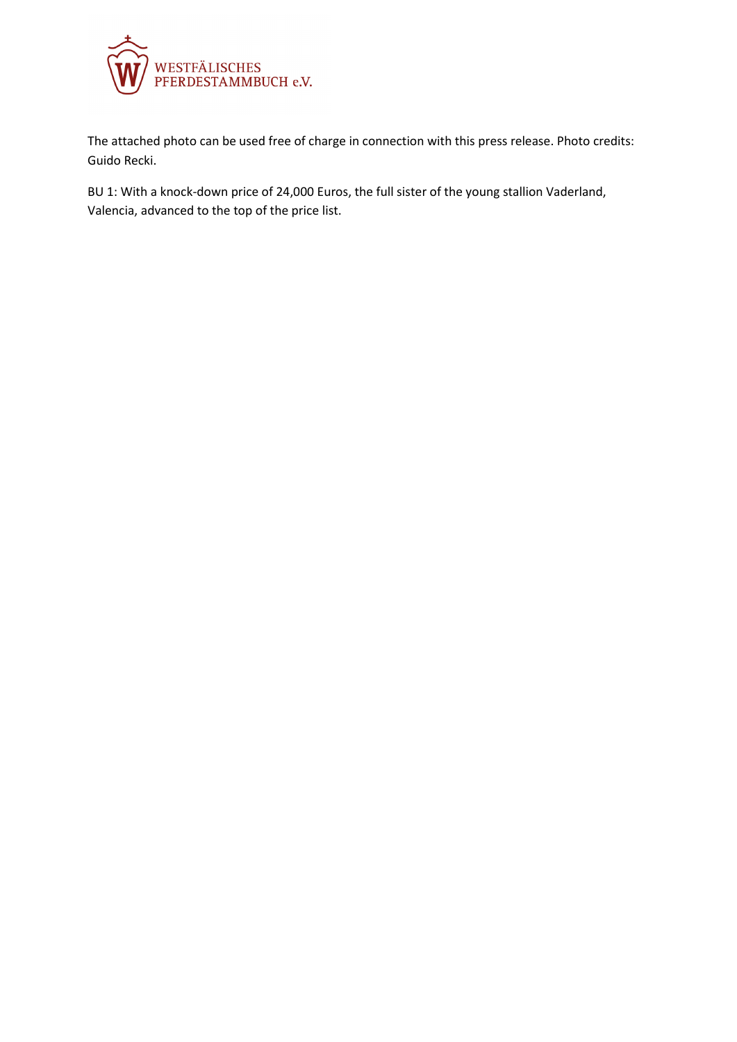The attached photo can be used free of charge in connection with this press release. Photo credits: Guido Recki.

BU 1: With a knock-down price of 24,000 Euros, the full sister of the young stallion Vaderland, Valencia, advanced to the top of the price list.